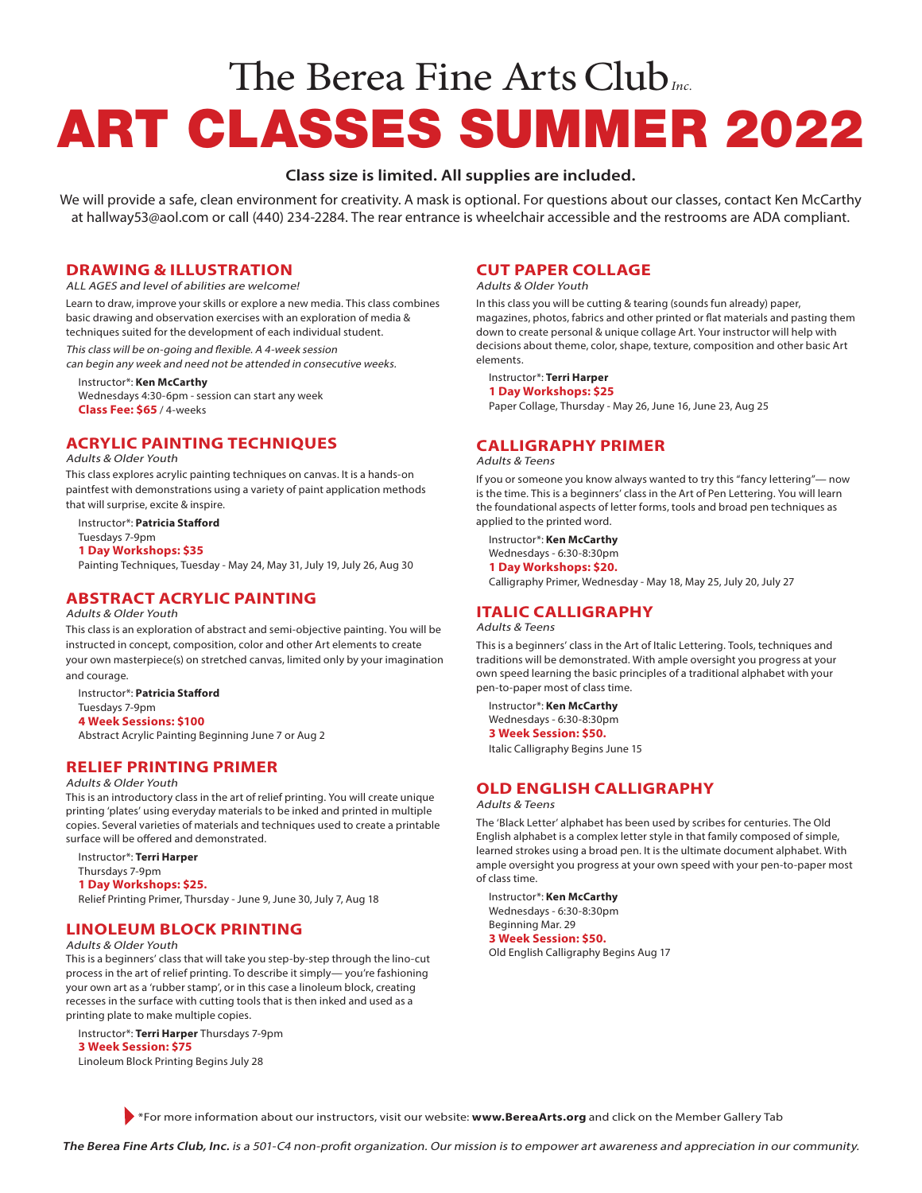# The Berea Fine Arts Club Inc.

# ART CLASSES SUMMER 2022

**Class size is limited. All supplies are included.**

We will provide a safe, clean environment for creativity. A mask is optional. For questions about our classes, contact Ken McCarthy at hallway53@aol.com or call (440) 234-2284. The rear entrance is wheelchair accessible and the restrooms are ADA compliant.

## DRAWING & ILLUSTRATION

*ALL AGES and level of abilities are welcome!*

Learn to draw, improve your skills or explore a new media. This class combines basic drawing and observation exercises with an exploration of media & techniques suited for the development of each individual student.

*This class will be on-going and flexible. A 4-week session can begin any week and need not be attended in consecutive weeks.*

Instructor*: **Ken McCarthy**
Wednesdays 4:30-6pm - session can start any week
**Class Fee: $65** / 4-weeks

## ACRYLIC PAINTING TECHNIQUES

*Adults & Older Youth*

This class explores acrylic painting techniques on canvas. It is a hands-on paintfest with demonstrations using a variety of paint application methods that will surprise, excite & inspire.

Instructor*: **Patricia Stafford**
Tuesdays 7-9pm
**1 Day Workshops: $35**
Painting Techniques, Tuesday - May 24, May 31, July 19, July 26, Aug 30

## ABSTRACT ACRYLIC PAINTING

*Adults & Older Youth*

This class is an exploration of abstract and semi-objective painting. You will be instructed in concept, composition, color and other Art elements to create your own masterpiece(s) on stretched canvas, limited only by your imagination and courage.

Instructor*: **Patricia Stafford**
Tuesdays 7-9pm
**4 Week Sessions: $100**
Abstract Acrylic Painting Beginning June 7 or Aug 2

## RELIEF PRINTING PRIMER

*Adults & Older Youth*

This is an introductory class in the art of relief printing. You will create unique printing 'plates' using everyday materials to be inked and printed in multiple copies. Several varieties of materials and techniques used to create a printable surface will be offered and demonstrated.

Instructor*: **Terri Harper**
Thursdays 7-9pm
**1 Day Workshops: $25.**
Relief Printing Primer, Thursday - June 9, June 30, July 7, Aug 18

## LINOLEUM BLOCK PRINTING

*Adults & Older Youth*

This is a beginners' class that will take you step-by-step through the lino-cut process in the art of relief printing. To describe it simply— you're fashioning your own art as a 'rubber stamp', or in this case a linoleum block, creating recesses in the surface with cutting tools that is then inked and used as a printing plate to make multiple copies.

Instructor*: **Terri Harper** Thursdays 7-9pm
**3 Week Session: $75**
Linoleum Block Printing Begins July 28

## CUT PAPER COLLAGE

*Adults & Older Youth*

In this class you will be cutting & tearing (sounds fun already) paper, magazines, photos, fabrics and other printed or flat materials and pasting them down to create personal & unique collage Art. Your instructor will help with decisions about theme, color, shape, texture, composition and other basic Art elements.

Instructor*: **Terri Harper**
**1 Day Workshops: $25**
Paper Collage, Thursday - May 26, June 16, June 23, Aug 25

## CALLIGRAPHY PRIMER

*Adults & Teens*

If you or someone you know always wanted to try this "fancy lettering"— now is the time. This is a beginners' class in the Art of Pen Lettering. You will learn the foundational aspects of letter forms, tools and broad pen techniques as applied to the printed word.

Instructor*: **Ken McCarthy**
Wednesdays - 6:30-8:30pm
**1 Day Workshops: $20.**
Calligraphy Primer, Wednesday - May 18, May 25, July 20, July 27

## ITALIC CALLIGRAPHY

*Adults & Teens*

This is a beginners' class in the Art of Italic Lettering. Tools, techniques and traditions will be demonstrated. With ample oversight you progress at your own speed learning the basic principles of a traditional alphabet with your pen-to-paper most of class time.

Instructor*: **Ken McCarthy**
Wednesdays - 6:30-8:30pm
**3 Week Session: $50.**
Italic Calligraphy Begins June 15

## OLD ENGLISH CALLIGRAPHY

*Adults & Teens*

The 'Black Letter' alphabet has been used by scribes for centuries. The Old English alphabet is a complex letter style in that family composed of simple, learned strokes using a broad pen. It is the ultimate document alphabet. With ample oversight you progress at your own speed with your pen-to-paper most of class time.

Instructor*: **Ken McCarthy**
Wednesdays - 6:30-8:30pm
Beginning Mar. 29
**3 Week Session: $50.**
Old English Calligraphy Begins Aug 17

*For more information about our instructors, visit our website: **www.BereaArts.org** and click on the Member Gallery Tab

***The Berea Fine Arts Club, Inc.** is a 501-C4 non-profit organization. Our mission is to empower art awareness and appreciation in our community.*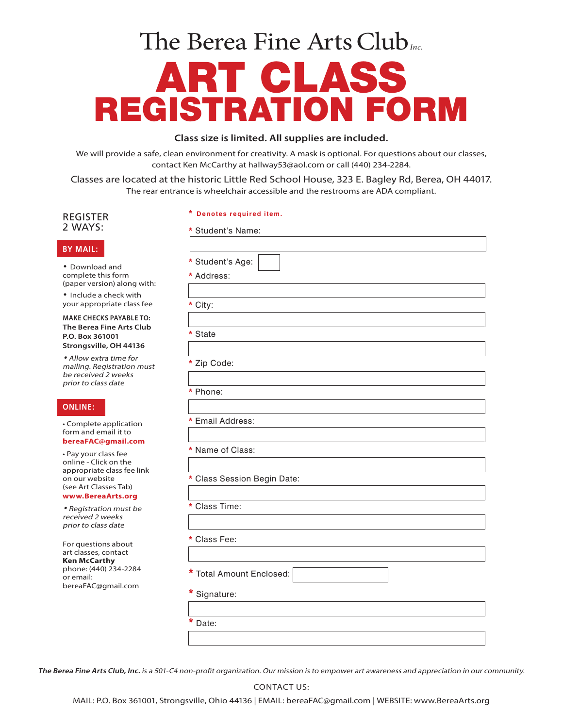# The Berea Fine Arts Club *Inc.*

# ART CLASS REGISTRATION FORM

**Class size is limited. All supplies are included.**

We will provide a safe, clean environment for creativity. A mask is optional. For questions about our classes, contact Ken McCarthy at hallway53@aol.com or call (440) 234-2284.

Classes are located at the historic Little Red School House, 323 E. Bagley Rd, Berea, OH 44017.
The rear entrance is wheelchair accessible and the restrooms are ADA compliant.

## REGISTER 2 WAYS:

### BY MAIL:

- Download and complete this form (paper version) along with:
- Include a check with your appropriate class fee

**MAKE CHECKS PAYABLE TO:**
**The Berea Fine Arts Club**
**P.O. Box 361001**
**Strongsville, OH 44136**

- *Allow extra time for mailing. Registration must be received 2 weeks prior to class date*

### ONLINE:

- Complete application form and email it to **bereaFAC@gmail.com**
- Pay your class fee online - Click on the appropriate class fee link on our website (see Art Classes Tab) **www.BereaArts.org**
- *Registration must be received 2 weeks prior to class date*

For questions about art classes, contact **Ken McCarthy** phone: (440) 234-2284 or email: bereaFAC@gmail.com

---

* Denotes required item.

* Student's Name: ____________________

* Student's Age: ______

* Address: ____________________

* City: ____________________

* State ____________________

* Zip Code: ____________________

* Phone: ____________________

* Email Address: ____________________

* Name of Class: ____________________

* Class Session Begin Date: ____________________

* Class Time: ____________________

* Class Fee: ____________________

* Total Amount Enclosed: ____________

* Signature: ____________________

* Date: ____________________

---

***The Berea Fine Arts Club, Inc.** is a 501-C4 non-profit organization. Our mission is to empower art awareness and appreciation in our community.*

CONTACT US:

MAIL: P.O. Box 361001, Strongsville, Ohio 44136 | EMAIL: bereaFAC@gmail.com | WEBSITE: www.BereaArts.org